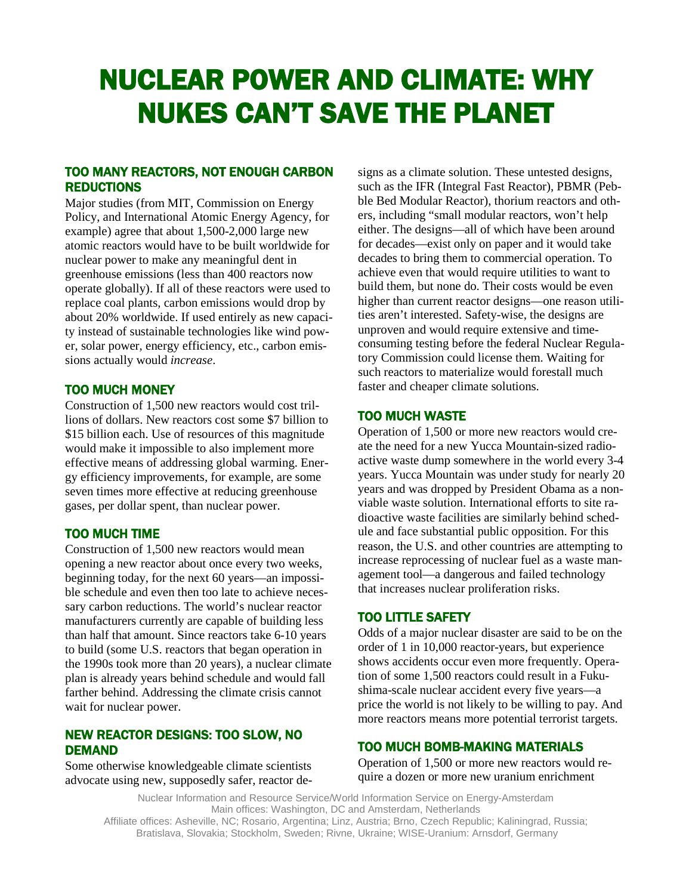# NUCLEAR POWER AND CLIMATE: WHY NUKES CAN'T SAVE THE PLANET

## TOO MANY REACTORS, NOT ENOUGH CARBON REDUCTIONS

Major studies (from MIT, Commission on Energy Policy, and International Atomic Energy Agency, for example) agree that about 1,500-2,000 large new atomic reactors would have to be built worldwide for nuclear power to make any meaningful dent in greenhouse emissions (less than 400 reactors now operate globally). If all of these reactors were used to replace coal plants, carbon emissions would drop by about 20% worldwide. If used entirely as new capacity instead of sustainable technologies like wind power, solar power, energy efficiency, etc., carbon emissions actually would *increase*.

## TOO MUCH MONEY

Construction of 1,500 new reactors would cost trillions of dollars. New reactors cost some $7 billion to $15 billion each. Use of resources of this magnitude would make it impossible to also implement more effective means of addressing global warming. Energy efficiency improvements, for example, are some seven times more effective at reducing greenhouse gases, per dollar spent, than nuclear power.

## TOO MUCH TIME

Construction of 1,500 new reactors would mean opening a new reactor about once every two weeks, beginning today, for the next 60 years—an impossible schedule and even then too late to achieve necessary carbon reductions. The world's nuclear reactor manufacturers currently are capable of building less than half that amount. Since reactors take 6-10 years to build (some U.S. reactors that began operation in the 1990s took more than 20 years), a nuclear climate plan is already years behind schedule and would fall farther behind. Addressing the climate crisis cannot wait for nuclear power.

## NEW REACTOR DESIGNS: TOO SLOW, NO DEMAND

Some otherwise knowledgeable climate scientists advocate using new, supposedly safer, reactor designs as a climate solution. These untested designs, such as the IFR (Integral Fast Reactor), PBMR (Pebble Bed Modular Reactor), thorium reactors and others, including "small modular reactors, won't help either. The designs—all of which have been around for decades—exist only on paper and it would take decades to bring them to commercial operation. To achieve even that would require utilities to want to build them, but none do. Their costs would be even higher than current reactor designs—one reason utilities aren't interested. Safety-wise, the designs are unproven and would require extensive and time-consuming testing before the federal Nuclear Regulatory Commission could license them. Waiting for such reactors to materialize would forestall much faster and cheaper climate solutions.

## TOO MUCH WASTE

Operation of 1,500 or more new reactors would create the need for a new Yucca Mountain-sized radioactive waste dump somewhere in the world every 3-4 years. Yucca Mountain was under study for nearly 20 years and was dropped by President Obama as a non-viable waste solution. International efforts to site radioactive waste facilities are similarly behind schedule and face substantial public opposition. For this reason, the U.S. and other countries are attempting to increase reprocessing of nuclear fuel as a waste management tool—a dangerous and failed technology that increases nuclear proliferation risks.

## TOO LITTLE SAFETY

Odds of a major nuclear disaster are said to be on the order of 1 in 10,000 reactor-years, but experience shows accidents occur even more frequently. Operation of some 1,500 reactors could result in a Fukushima-scale nuclear accident every five years—a price the world is not likely to be willing to pay. And more reactors means more potential terrorist targets.

## TOO MUCH BOMB-MAKING MATERIALS

Operation of 1,500 or more new reactors would require a dozen or more new uranium enrichment

Nuclear Information and Resource Service/World Information Service on Energy-Amsterdam
Main offices: Washington, DC and Amsterdam, Netherlands
Affiliate offices: Asheville, NC; Rosario, Argentina; Linz, Austria; Brno, Czech Republic; Kaliningrad, Russia; Bratislava, Slovakia; Stockholm, Sweden; Rivne, Ukraine; WISE-Uranium: Arnsdorf, Germany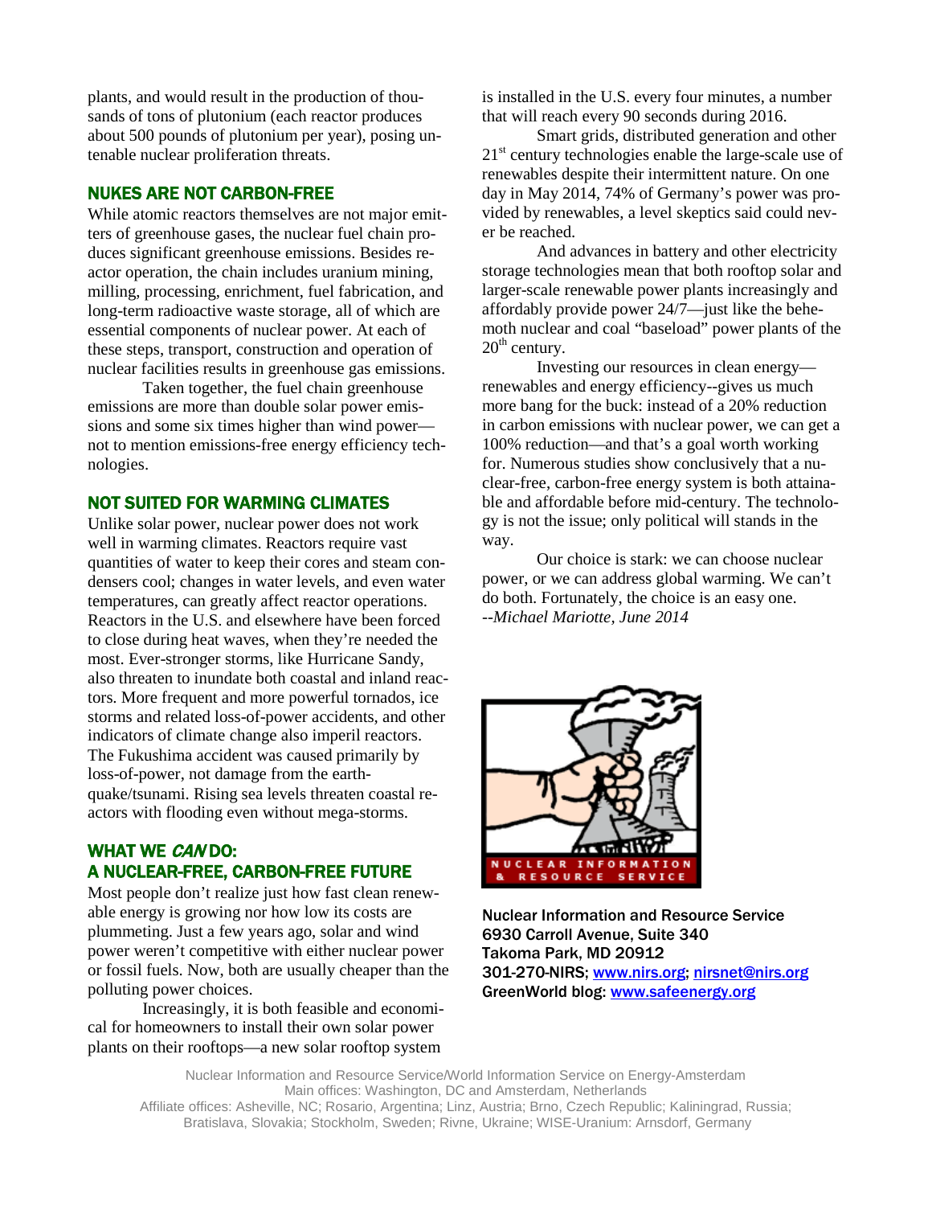plants, and would result in the production of thousands of tons of plutonium (each reactor produces about 500 pounds of plutonium per year), posing untenable nuclear proliferation threats.

## NUKES ARE NOT CARBON-FREE

While atomic reactors themselves are not major emitters of greenhouse gases, the nuclear fuel chain produces significant greenhouse emissions. Besides reactor operation, the chain includes uranium mining, milling, processing, enrichment, fuel fabrication, and long-term radioactive waste storage, all of which are essential components of nuclear power. At each of these steps, transport, construction and operation of nuclear facilities results in greenhouse gas emissions.

Taken together, the fuel chain greenhouse emissions are more than double solar power emissions and some six times higher than wind power—not to mention emissions-free energy efficiency technologies.

## NOT SUITED FOR WARMING CLIMATES

Unlike solar power, nuclear power does not work well in warming climates. Reactors require vast quantities of water to keep their cores and steam condensers cool; changes in water levels, and even water temperatures, can greatly affect reactor operations. Reactors in the U.S. and elsewhere have been forced to close during heat waves, when they're needed the most. Ever-stronger storms, like Hurricane Sandy, also threaten to inundate both coastal and inland reactors. More frequent and more powerful tornados, ice storms and related loss-of-power accidents, and other indicators of climate change also imperil reactors. The Fukushima accident was caused primarily by loss-of-power, not damage from the earthquake/tsunami. Rising sea levels threaten coastal reactors with flooding even without mega-storms.

## WHAT WE *CAN* DO: A NUCLEAR-FREE, CARBON-FREE FUTURE

Most people don't realize just how fast clean renewable energy is growing nor how low its costs are plummeting. Just a few years ago, solar and wind power weren't competitive with either nuclear power or fossil fuels. Now, both are usually cheaper than the polluting power choices.

Increasingly, it is both feasible and economical for homeowners to install their own solar power plants on their rooftops—a new solar rooftop system is installed in the U.S. every four minutes, a number that will reach every 90 seconds during 2016.

Smart grids, distributed generation and other 21st century technologies enable the large-scale use of renewables despite their intermittent nature. On one day in May 2014, 74% of Germany's power was provided by renewables, a level skeptics said could never be reached.

And advances in battery and other electricity storage technologies mean that both rooftop solar and larger-scale renewable power plants increasingly and affordably provide power 24/7—just like the behemoth nuclear and coal "baseload" power plants of the 20th century.

Investing our resources in clean energy—renewables and energy efficiency--gives us much more bang for the buck: instead of a 20% reduction in carbon emissions with nuclear power, we can get a 100% reduction—and that's a goal worth working for. Numerous studies show conclusively that a nuclear-free, carbon-free energy system is both attainable and affordable before mid-century. The technology is not the issue; only political will stands in the way.

Our choice is stark: we can choose nuclear power, or we can address global warming. We can't do both. Fortunately, the choice is an easy one.

*--Michael Mariotte, June 2014*

NUCLEAR INFORMATION & RESOURCE SERVICE

**Nuclear Information and Resource Service**
**6930 Carroll Avenue, Suite 340**
**Takoma Park, MD 20912**
**301-270-NIRS; www.nirs.org; nirsnet@nirs.org**
**GreenWorld blog: www.safeenergy.org**

Nuclear Information and Resource Service/World Information Service on Energy-Amsterdam
Main offices: Washington, DC and Amsterdam, Netherlands
Affiliate offices: Asheville, NC; Rosario, Argentina; Linz, Austria; Brno, Czech Republic; Kaliningrad, Russia; Bratislava, Slovakia; Stockholm, Sweden; Rivne, Ukraine; WISE-Uranium: Arnsdorf, Germany